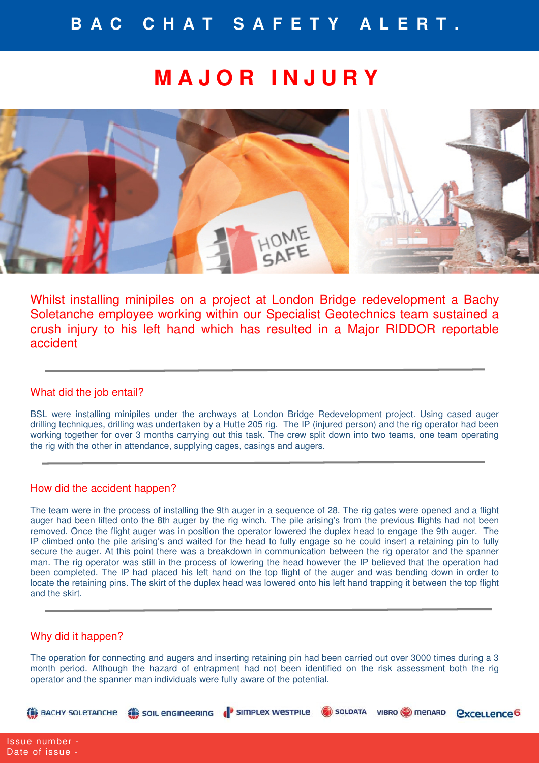# BAC CHAT SAFETY ALERT.

## MAJOR INJURY

Whilst installing minipiles on a project at London Bridge redevelopment a Bachy Soletanche employee working within our Specialist Geotechnics team sustained a crush injury to his left hand which has resulted in a Major RIDDOR reportable accident

---

### What did the job entail?

BSL were installing minipiles under the archways at London Bridge Redevelopment project. Using cased auger drilling techniques, drilling was undertaken by a Hutte 205 rig. The IP (injured person) and the rig operator had been working together for over 3 months carrying out this task. The crew split down into two teams, one team operating the rig with the other in attendance, supplying cages, casings and augers.

---

### How did the accident happen?

The team were in the process of installing the 9th auger in a sequence of 28. The rig gates were opened and a flight auger had been lifted onto the 8th auger by the rig winch. The pile arising's from the previous flights had not been removed. Once the flight auger was in position the operator lowered the duplex head to engage the 9th auger. The IP climbed onto the pile arising's and waited for the head to fully engage so he could insert a retaining pin to fully secure the auger. At this point there was a breakdown in communication between the rig operator and the spanner man. The rig operator was still in the process of lowering the head however the IP believed that the operation had been completed. The IP had placed his left hand on the top flight of the auger and was bending down in order to locate the retaining pins. The skirt of the duplex head was lowered onto his left hand trapping it between the top flight and the skirt.

---

### Why did it happen?

The operation for connecting and augers and inserting retaining pin had been carried out over 3000 times during a 3 month period. Although the hazard of entrapment had not been identified on the risk assessment both the rig operator and the spanner man individuals were fully aware of the potential.

BACHY SOLETANCHE | SOIL ENGINEERING | SIMPLEX WESTPILE | SOLDATA | VIBRO MENARD | Excellence6

Issue number -
Date of issue -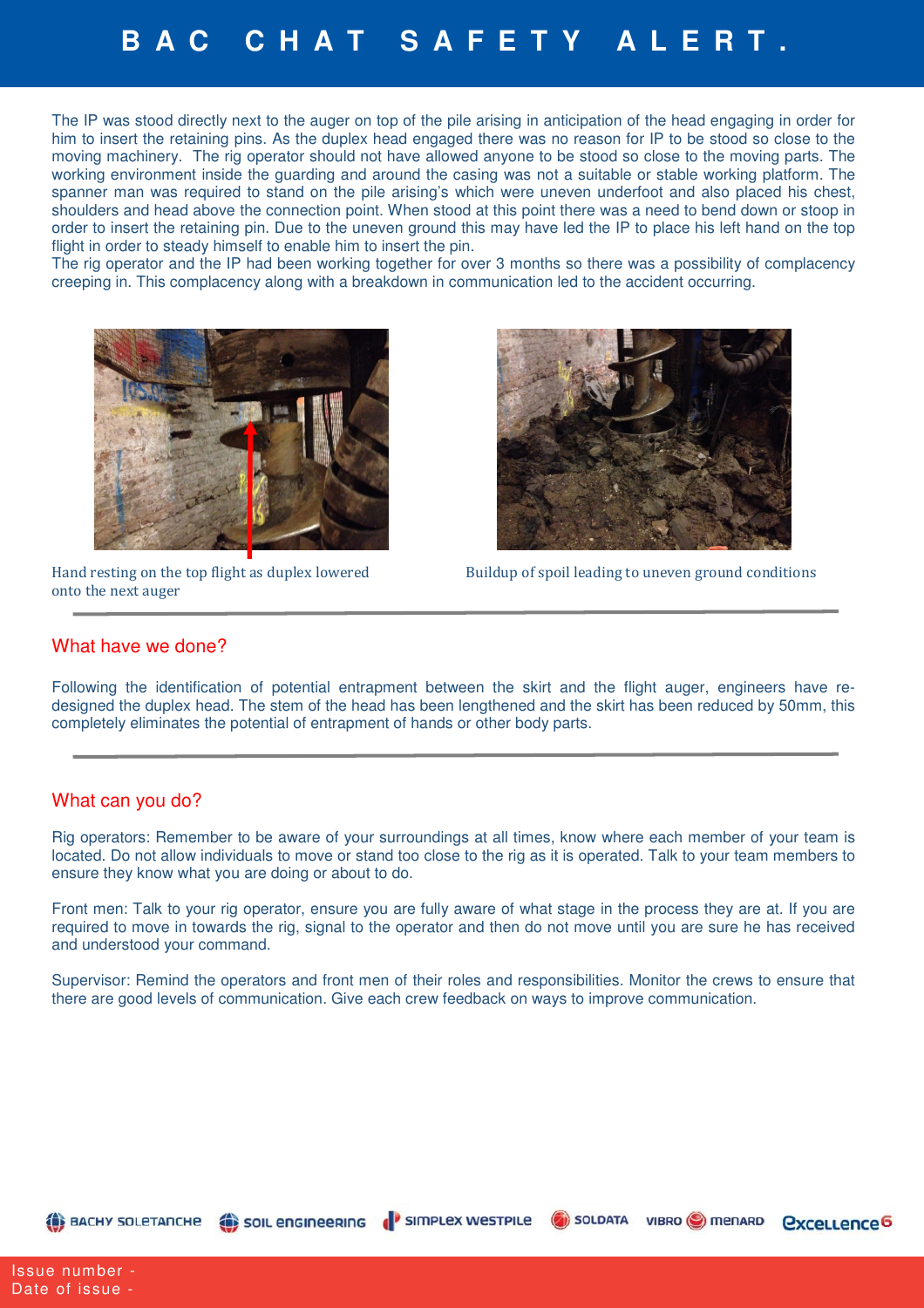# BAC CHAT SAFETY ALERT.

The IP was stood directly next to the auger on top of the pile arising in anticipation of the head engaging in order for him to insert the retaining pins. As the duplex head engaged there was no reason for IP to be stood so close to the moving machinery. The rig operator should not have allowed anyone to be stood so close to the moving parts. The working environment inside the guarding and around the casing was not a suitable or stable working platform. The spanner man was required to stand on the pile arising's which were uneven underfoot and also placed his chest, shoulders and head above the connection point. When stood at this point there was a need to bend down or stoop in order to insert the retaining pin. Due to the uneven ground this may have led the IP to place his left hand on the top flight in order to steady himself to enable him to insert the pin.
The rig operator and the IP had been working together for over 3 months so there was a possibility of complacency creeping in. This complacency along with a breakdown in communication led to the accident occurring.

Hand resting on the top flight as duplex lowered onto the next auger

Buildup of spoil leading to uneven ground conditions

## What have we done?

Following the identification of potential entrapment between the skirt and the flight auger, engineers have re-designed the duplex head. The stem of the head has been lengthened and the skirt has been reduced by 50mm, this completely eliminates the potential of entrapment of hands or other body parts.

## What can you do?

Rig operators: Remember to be aware of your surroundings at all times, know where each member of your team is located. Do not allow individuals to move or stand too close to the rig as it is operated. Talk to your team members to ensure they know what you are doing or about to do.

Front men: Talk to your rig operator, ensure you are fully aware of what stage in the process they are at. If you are required to move in towards the rig, signal to the operator and then do not move until you are sure he has received and understood your command.

Supervisor: Remind the operators and front men of their roles and responsibilities. Monitor the crews to ensure that there are good levels of communication. Give each crew feedback on ways to improve communication.

BACHY SOLETANCHE | SOIL ENGINEERING | SIMPLEX WESTPILE | SOLDATA | VIBRO MENARD | Excellence6

Issue number -
Date of issue -